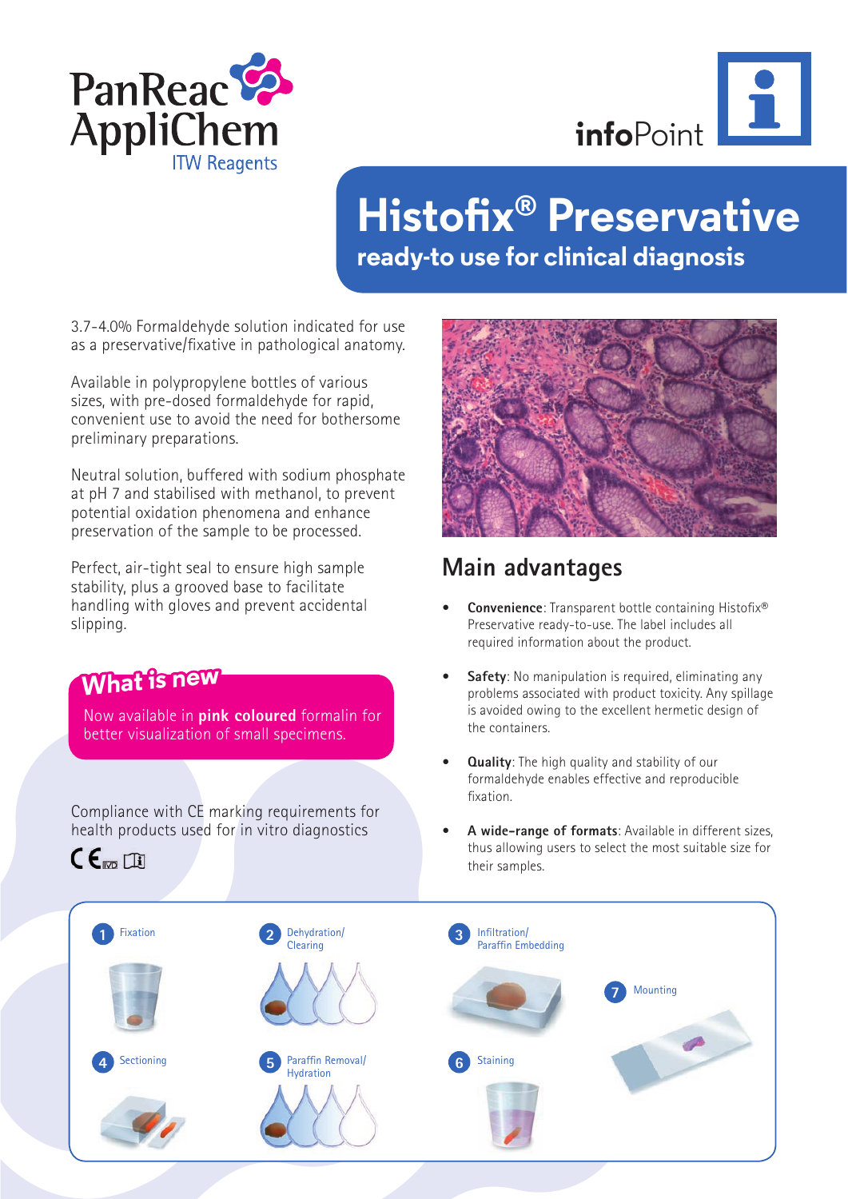PanReac AppliChem
ITW Reagents

infoPoint

# Histofix® Preservative

## ready-to use for clinical diagnosis

3.7-4.0% Formaldehyde solution indicated for use as a preservative/fixative in pathological anatomy.

Available in polypropylene bottles of various sizes, with pre-dosed formaldehyde for rapid, convenient use to avoid the need for bothersome preliminary preparations.

Neutral solution, buffered with sodium phosphate at pH 7 and stabilised with methanol, to prevent potential oxidation phenomena and enhance preservation of the sample to be processed.

Perfect, air-tight seal to ensure high sample stability, plus a grooved base to facilitate handling with gloves and prevent accidental slipping.

### What is new

Now available in **pink coloured** formalin for better visualization of small specimens.

Compliance with CE marking requirements for health products used for in vitro diagnostics

CE IVD

## Main advantages

- **Convenience**: Transparent bottle containing Histofix® Preservative ready-to-use. The label includes all required information about the product.
- **Safety**: No manipulation is required, eliminating any problems associated with product toxicity. Any spillage is avoided owing to the excellent hermetic design of the containers.
- **Quality**: The high quality and stability of our formaldehyde enables effective and reproducible fixation.
- **A wide-range of formats**: Available in different sizes, thus allowing users to select the most suitable size for their samples.

1. Fixation
2. Dehydration/ Clearing
3. Infiltration/ Paraffin Embedding
4. Sectioning
5. Paraffin Removal/ Hydration
6. Staining
7. Mounting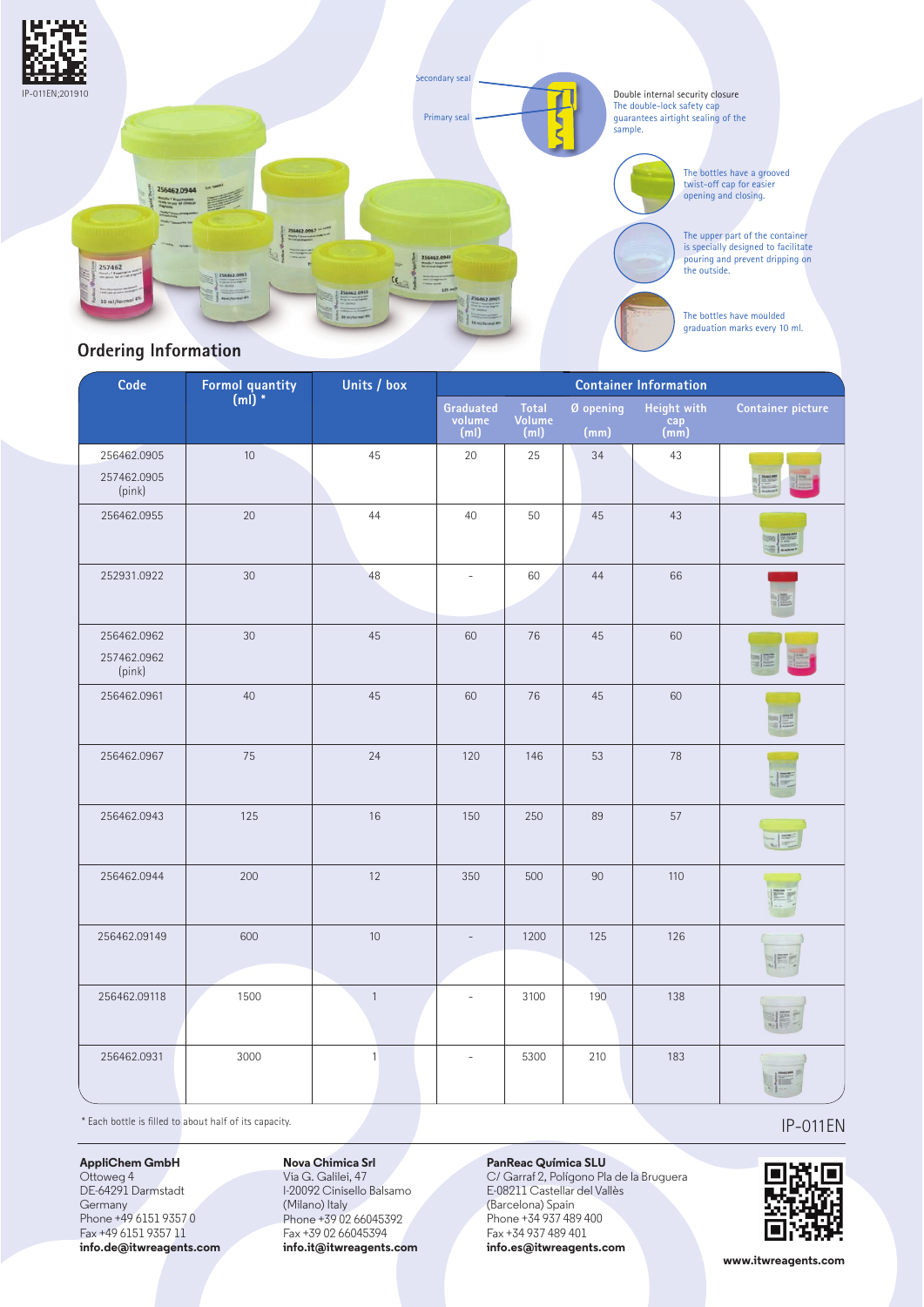IP-011EN;201910

Secondary seal

Primary seal

Double internal security closure
The double-lock safety cap guarantees airtight sealing of the sample.

The bottles have a grooved twist-off cap for easier opening and closing.

The upper part of the container is specially designed to facilitate pouring and prevent dripping on the outside.

The bottles have moulded graduation marks every 10 ml.

## Ordering Information

| Code | Formol quantity (ml) * | Units / box | Container Information | | | | |
|---|---|---|---|---|---|---|---|
| | | | Graduated volume (ml) | Total Volume (ml) | Ø opening (mm) | Height with cap (mm) | Container picture |
| 256462.0905<br>257462.0905 (pink) | 10 | 45 | 20 | 25 | 34 | 43 | |
| 256462.0955 | 20 | 44 | 40 | 50 | 45 | 43 | |
| 252931.0922 | 30 | 48 | - | 60 | 44 | 66 | |
| 256462.0962<br>257462.0962 (pink) | 30 | 45 | 60 | 76 | 45 | 60 | |
| 256462.0961 | 40 | 45 | 60 | 76 | 45 | 60 | |
| 256462.0967 | 75 | 24 | 120 | 146 | 53 | 78 | |
| 256462.0943 | 125 | 16 | 150 | 250 | 89 | 57 | |
| 256462.0944 | 200 | 12 | 350 | 500 | 90 | 110 | |
| 256462.09149 | 600 | 10 | - | 1200 | 125 | 126 | |
| 256462.09118 | 1500 | 1 | - | 3100 | 190 | 138 | |
| 256462.0931 | 3000 | 1 | - | 5300 | 210 | 183 | |

* Each bottle is filled to about half of its capacity.

IP-011EN

**AppliChem GmbH**
Ottoweg 4
DE-64291 Darmstadt
Germany
Phone +49 6151 9357 0
Fax +49 6151 9357 11
**info.de@itwreagents.com**

**Nova Chimica Srl**
Via G. Galilei, 47
I-20092 Cinisello Balsamo
(Milano) Italy
Phone +39 02 66045392
Fax +39 02 66045394
**info.it@itwreagents.com**

**PanReac Química SLU**
C/ Garraf 2, Polígono Pla de la Bruguera
E-08211 Castellar del Vallès
(Barcelona) Spain
Phone +34 937 489 400
Fax +34 937 489 401
**info.es@itwreagents.com**

**www.itwreagents.com**